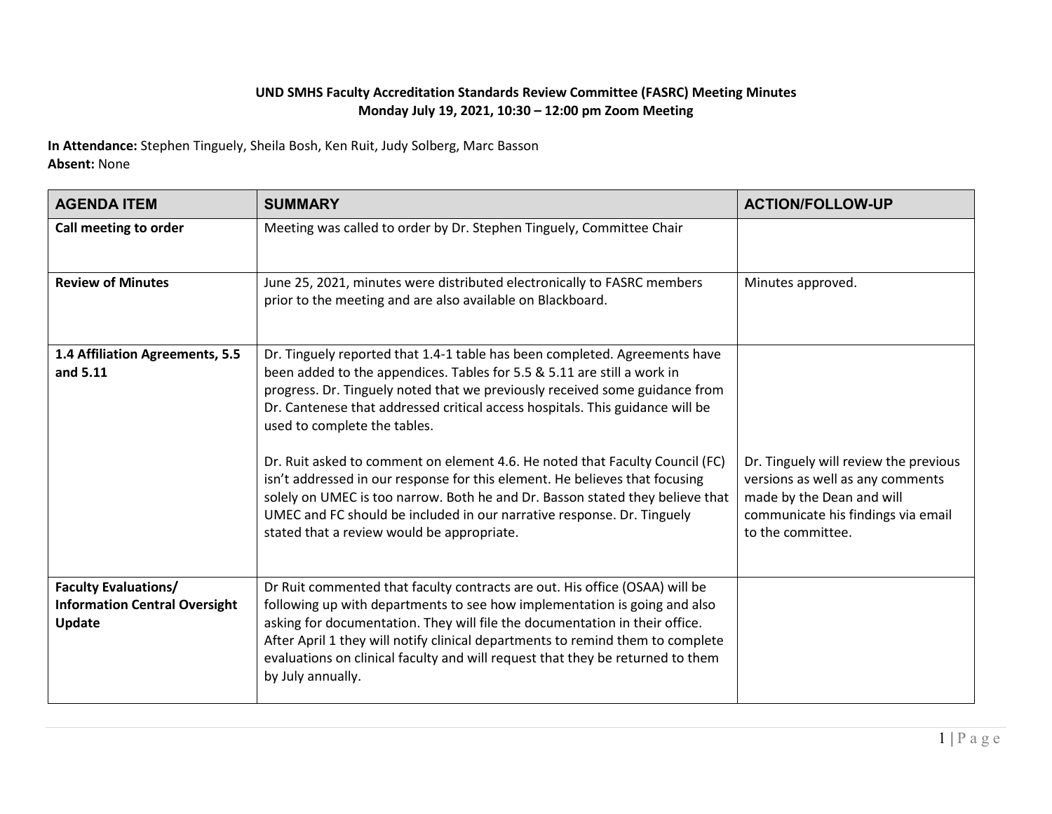**UND SMHS Faculty Accreditation Standards Review Committee (FASRC) Meeting Minutes**
**Monday July 19, 2021, 10:30 – 12:00 pm Zoom Meeting**

**In Attendance:** Stephen Tinguely, Sheila Bosh, Ken Ruit, Judy Solberg, Marc Basson
**Absent:** None

| AGENDA ITEM | SUMMARY | ACTION/FOLLOW-UP |
|---|---|---|
| **Call meeting to order** | Meeting was called to order by Dr. Stephen Tinguely, Committee Chair | |
| **Review of Minutes** | June 25, 2021, minutes were distributed electronically to FASRC members prior to the meeting and are also available on Blackboard. | Minutes approved. |
| **1.4 Affiliation Agreements, 5.5 and 5.11** | Dr. Tinguely reported that 1.4-1 table has been completed. Agreements have been added to the appendices. Tables for 5.5 & 5.11 are still a work in progress. Dr. Tinguely noted that we previously received some guidance from Dr. Cantenese that addressed critical access hospitals. This guidance will be used to complete the tables.<br><br>Dr. Ruit asked to comment on element 4.6. He noted that Faculty Council (FC) isn't addressed in our response for this element. He believes that focusing solely on UMEC is too narrow. Both he and Dr. Basson stated they believe that UMEC and FC should be included in our narrative response. Dr. Tinguely stated that a review would be appropriate. | Dr. Tinguely will review the previous versions as well as any comments made by the Dean and will communicate his findings via email to the committee. |
| **Faculty Evaluations/ Information Central Oversight Update** | Dr Ruit commented that faculty contracts are out. His office (OSAA) will be following up with departments to see how implementation is going and also asking for documentation. They will file the documentation in their office. After April 1 they will notify clinical departments to remind them to complete evaluations on clinical faculty and will request that they be returned to them by July annually. | |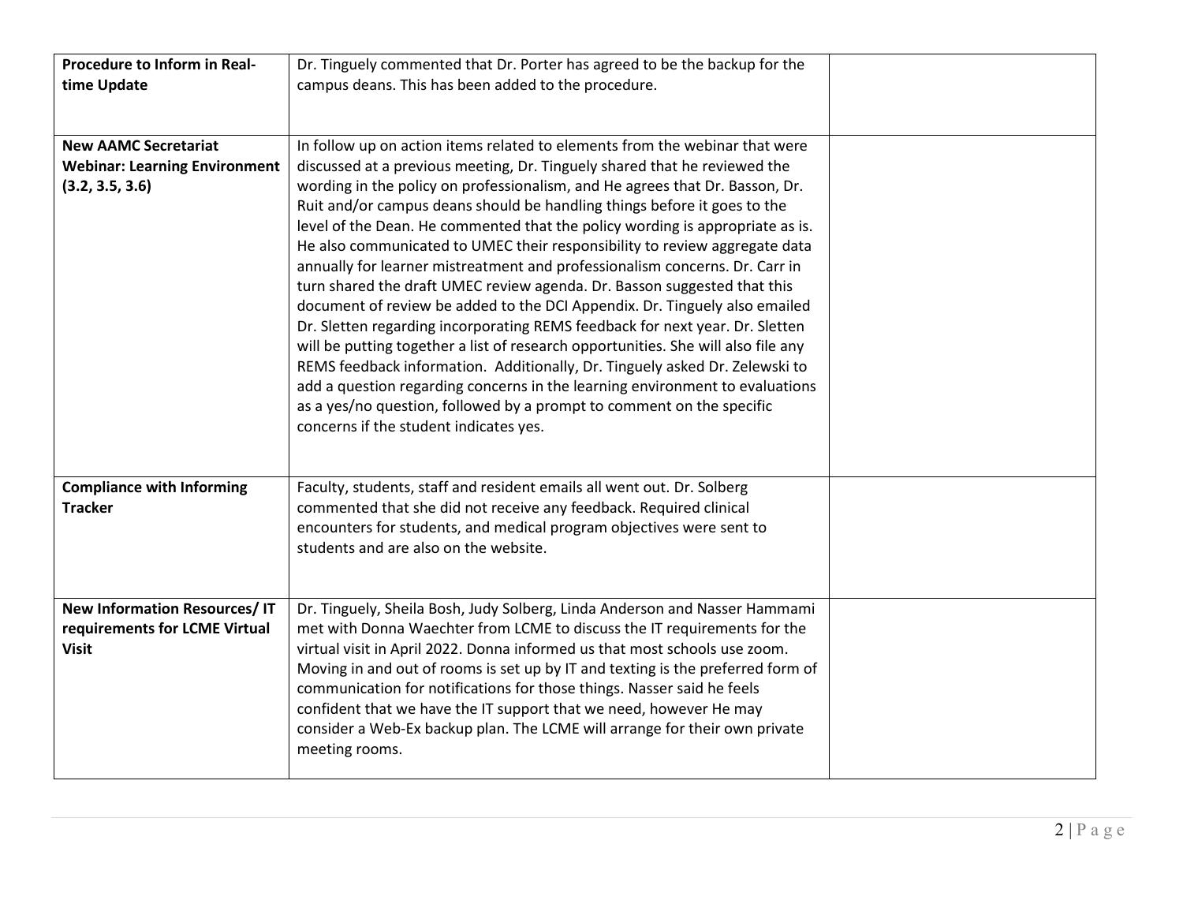| | | |
|---|---|---|
| **Procedure to Inform in Real-time Update** | Dr. Tinguely commented that Dr. Porter has agreed to be the backup for the campus deans. This has been added to the procedure. | |
| **New AAMC Secretariat Webinar: Learning Environment (3.2, 3.5, 3.6)** | In follow up on action items related to elements from the webinar that were discussed at a previous meeting, Dr. Tinguely shared that he reviewed the wording in the policy on professionalism, and He agrees that Dr. Basson, Dr. Ruit and/or campus deans should be handling things before it goes to the level of the Dean. He commented that the policy wording is appropriate as is. He also communicated to UMEC their responsibility to review aggregate data annually for learner mistreatment and professionalism concerns. Dr. Carr in turn shared the draft UMEC review agenda. Dr. Basson suggested that this document of review be added to the DCI Appendix. Dr. Tinguely also emailed Dr. Sletten regarding incorporating REMS feedback for next year. Dr. Sletten will be putting together a list of research opportunities. She will also file any REMS feedback information. Additionally, Dr. Tinguely asked Dr. Zelewski to add a question regarding concerns in the learning environment to evaluations as a yes/no question, followed by a prompt to comment on the specific concerns if the student indicates yes. | |
| **Compliance with Informing Tracker** | Faculty, students, staff and resident emails all went out. Dr. Solberg commented that she did not receive any feedback. Required clinical encounters for students, and medical program objectives were sent to students and are also on the website. | |
| **New Information Resources/ IT requirements for LCME Virtual Visit** | Dr. Tinguely, Sheila Bosh, Judy Solberg, Linda Anderson and Nasser Hammami met with Donna Waechter from LCME to discuss the IT requirements for the virtual visit in April 2022. Donna informed us that most schools use zoom. Moving in and out of rooms is set up by IT and texting is the preferred form of communication for notifications for those things. Nasser said he feels confident that we have the IT support that we need, however He may consider a Web-Ex backup plan. The LCME will arrange for their own private meeting rooms. | |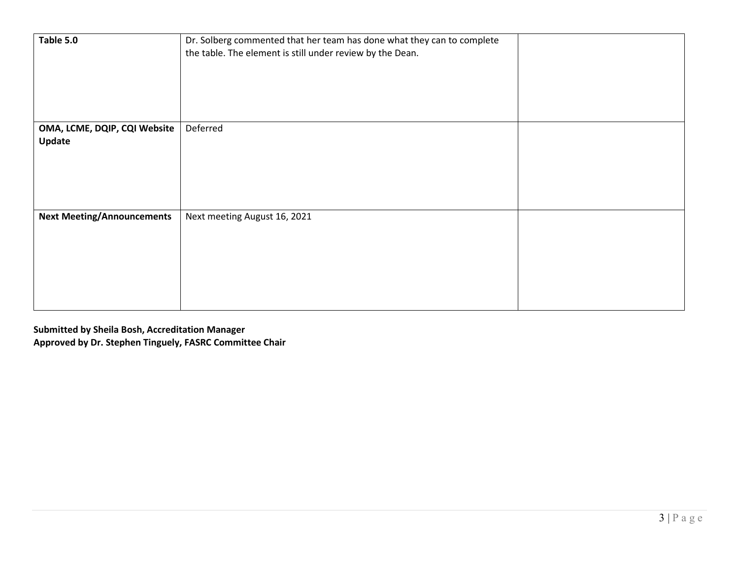| | | |
|---|---|---|
| **Table 5.0** | Dr. Solberg commented that her team has done what they can to complete the table. The element is still under review by the Dean. | |
| **OMA, LCME, DQIP, CQI Website Update** | Deferred | |
| **Next Meeting/Announcements** | Next meeting August 16, 2021 | |

**Submitted by Sheila Bosh, Accreditation Manager**
**Approved by Dr. Stephen Tinguely, FASRC Committee Chair**